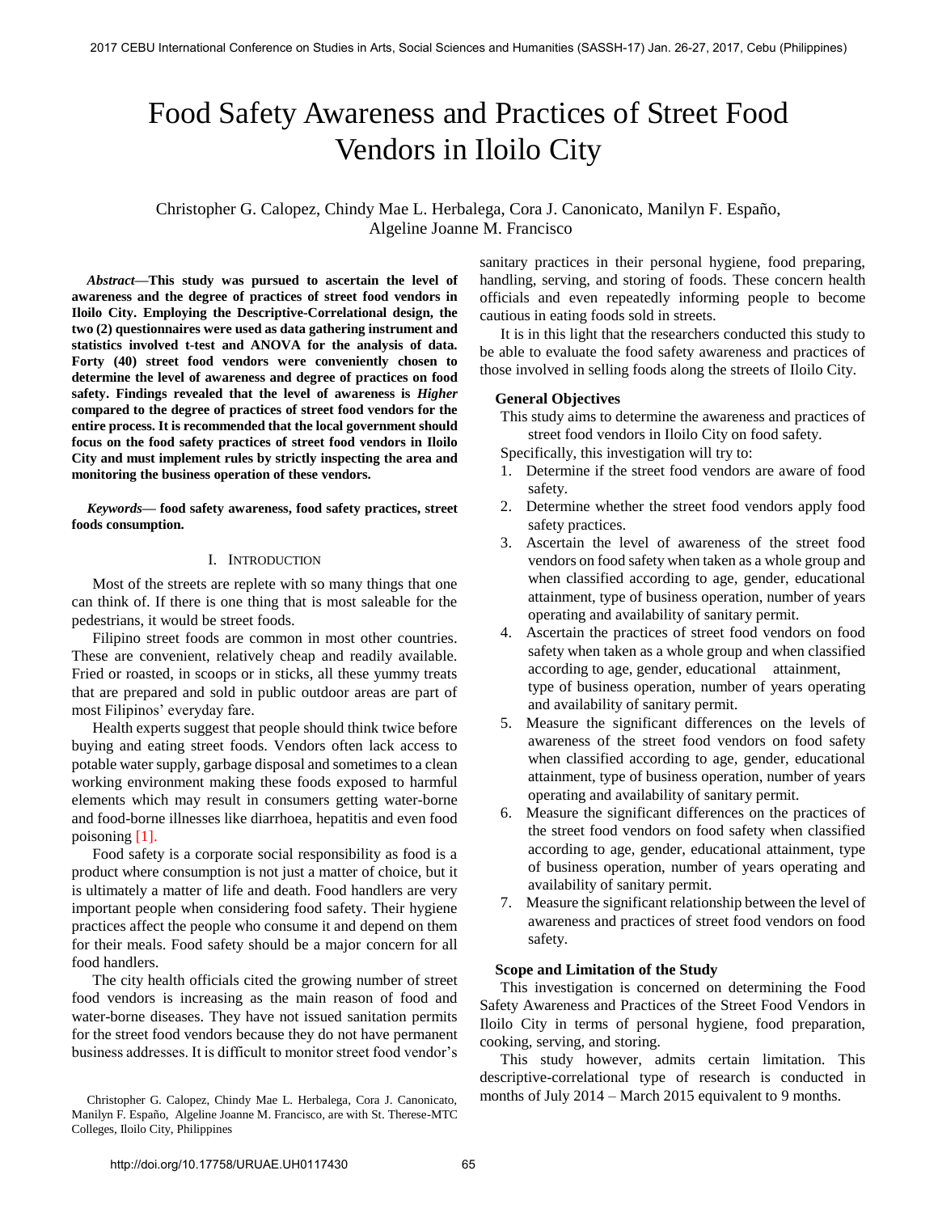# Food Safety Awareness and Practices of Street Food Vendors in Iloilo City

Christopher G. Calopez, Chindy Mae L. Herbalega, Cora J. Canonicato, Manilyn F. Españo, Algeline Joanne M. Francisco

***Abstract*—This study was pursued to ascertain the level of awareness and the degree of practices of street food vendors in Iloilo City. Employing the Descriptive-Correlational design, the two (2) questionnaires were used as data gathering instrument and statistics involved t-test and ANOVA for the analysis of data. Forty (40) street food vendors were conveniently chosen to determine the level of awareness and degree of practices on food safety. Findings revealed that the level of awareness is *Higher* compared to the degree of practices of street food vendors for the entire process. It is recommended that the local government should focus on the food safety practices of street food vendors in Iloilo City and must implement rules by strictly inspecting the area and monitoring the business operation of these vendors.**

***Keywords*— food safety awareness, food safety practices, street foods consumption.**

## I. Introduction

Most of the streets are replete with so many things that one can think of. If there is one thing that is most saleable for the pedestrians, it would be street foods.

Filipino street foods are common in most other countries. These are convenient, relatively cheap and readily available. Fried or roasted, in scoops or in sticks, all these yummy treats that are prepared and sold in public outdoor areas are part of most Filipinos' everyday fare.

Health experts suggest that people should think twice before buying and eating street foods. Vendors often lack access to potable water supply, garbage disposal and sometimes to a clean working environment making these foods exposed to harmful elements which may result in consumers getting water-borne and food-borne illnesses like diarrhoea, hepatitis and even food poisoning [1].

Food safety is a corporate social responsibility as food is a product where consumption is not just a matter of choice, but it is ultimately a matter of life and death. Food handlers are very important people when considering food safety. Their hygiene practices affect the people who consume it and depend on them for their meals. Food safety should be a major concern for all food handlers.

The city health officials cited the growing number of street food vendors is increasing as the main reason of food and water-borne diseases. They have not issued sanitation permits for the street food vendors because they do not have permanent business addresses. It is difficult to monitor street food vendor's sanitary practices in their personal hygiene, food preparing, handling, serving, and storing of foods. These concern health officials and even repeatedly informing people to become cautious in eating foods sold in streets.

It is in this light that the researchers conducted this study to be able to evaluate the food safety awareness and practices of those involved in selling foods along the streets of Iloilo City.

### General Objectives

This study aims to determine the awareness and practices of street food vendors in Iloilo City on food safety.

Specifically, this investigation will try to:

1. Determine if the street food vendors are aware of food safety.
2. Determine whether the street food vendors apply food safety practices.
3. Ascertain the level of awareness of the street food vendors on food safety when taken as a whole group and when classified according to age, gender, educational attainment, type of business operation, number of years operating and availability of sanitary permit.
4. Ascertain the practices of street food vendors on food safety when taken as a whole group and when classified according to age, gender, educational attainment, type of business operation, number of years operating and availability of sanitary permit.
5. Measure the significant differences on the levels of awareness of the street food vendors on food safety when classified according to age, gender, educational attainment, type of business operation, number of years operating and availability of sanitary permit.
6. Measure the significant differences on the practices of the street food vendors on food safety when classified according to age, gender, educational attainment, type of business operation, number of years operating and availability of sanitary permit.
7. Measure the significant relationship between the level of awareness and practices of street food vendors on food safety.

### Scope and Limitation of the Study

This investigation is concerned on determining the Food Safety Awareness and Practices of the Street Food Vendors in Iloilo City in terms of personal hygiene, food preparation, cooking, serving, and storing.

This study however, admits certain limitation. This descriptive-correlational type of research is conducted in months of July 2014 – March 2015 equivalent to 9 months.

Christopher G. Calopez, Chindy Mae L. Herbalega, Cora J. Canonicato, Manilyn F. Españo, Algeline Joanne M. Francisco, are with St. Therese-MTC Colleges, Iloilo City, Philippines

http://doi.org/10.17758/URUAE.UH0117430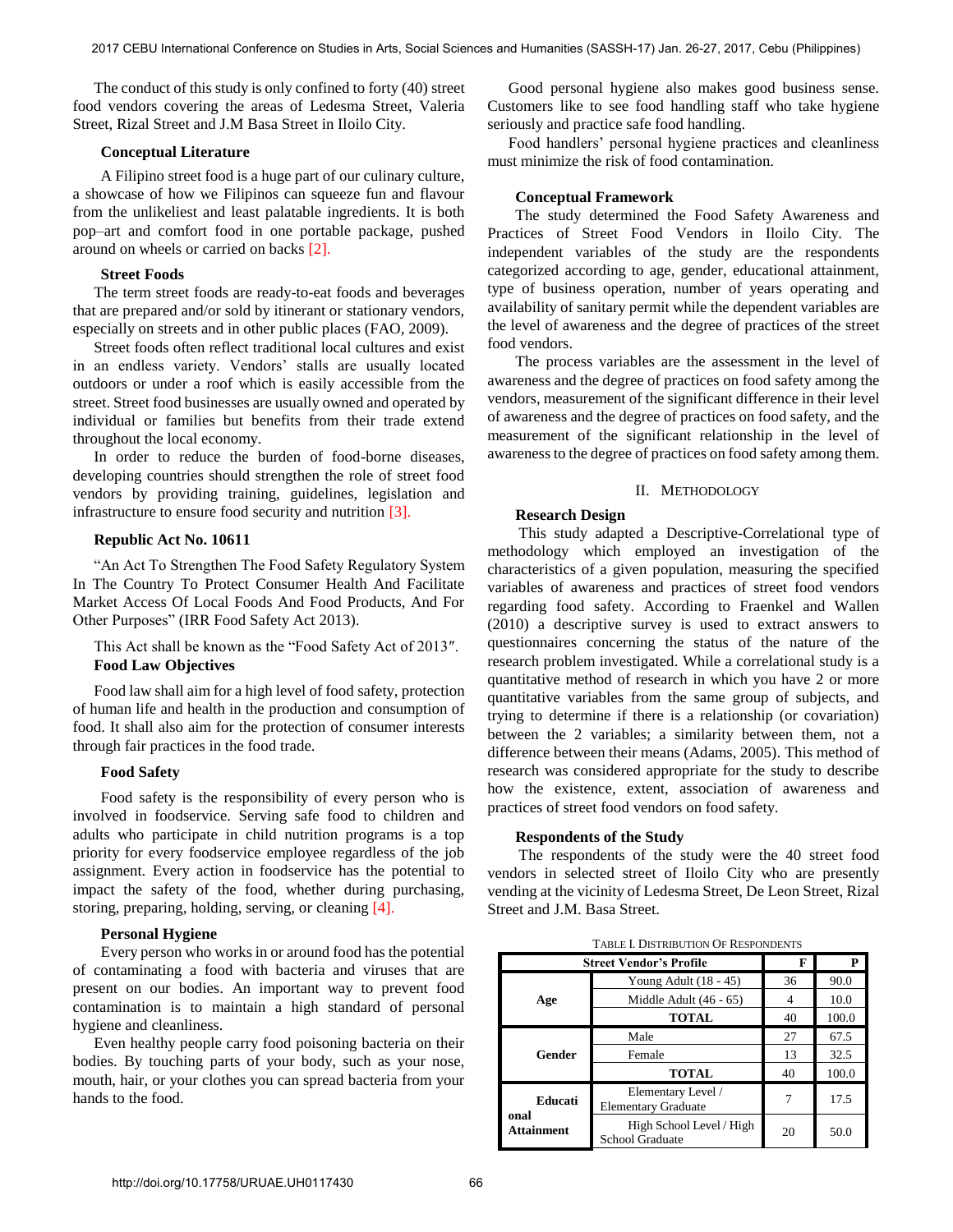The conduct of this study is only confined to forty (40) street food vendors covering the areas of Ledesma Street, Valeria Street, Rizal Street and J.M Basa Street in Iloilo City.

### Conceptual Literature

A Filipino street food is a huge part of our culinary culture, a showcase of how we Filipinos can squeeze fun and flavour from the unlikeliest and least palatable ingredients. It is both pop–art and comfort food in one portable package, pushed around on wheels or carried on backs [2].

### Street Foods

The term street foods are ready-to-eat foods and beverages that are prepared and/or sold by itinerant or stationary vendors, especially on streets and in other public places (FAO, 2009).

Street foods often reflect traditional local cultures and exist in an endless variety. Vendors' stalls are usually located outdoors or under a roof which is easily accessible from the street. Street food businesses are usually owned and operated by individual or families but benefits from their trade extend throughout the local economy.

In order to reduce the burden of food-borne diseases, developing countries should strengthen the role of street food vendors by providing training, guidelines, legislation and infrastructure to ensure food security and nutrition [3].

### Republic Act No. 10611

"An Act To Strengthen The Food Safety Regulatory System In The Country To Protect Consumer Health And Facilitate Market Access Of Local Foods And Food Products, And For Other Purposes" (IRR Food Safety Act 2013).

This Act shall be known as the "Food Safety Act of 2013″.

### Food Law Objectives

Food law shall aim for a high level of food safety, protection of human life and health in the production and consumption of food. It shall also aim for the protection of consumer interests through fair practices in the food trade.

### Food Safety

Food safety is the responsibility of every person who is involved in foodservice. Serving safe food to children and adults who participate in child nutrition programs is a top priority for every foodservice employee regardless of the job assignment. Every action in foodservice has the potential to impact the safety of the food, whether during purchasing, storing, preparing, holding, serving, or cleaning [4].

### Personal Hygiene

Every person who works in or around food has the potential of contaminating a food with bacteria and viruses that are present on our bodies. An important way to prevent food contamination is to maintain a high standard of personal hygiene and cleanliness.

Even healthy people carry food poisoning bacteria on their bodies. By touching parts of your body, such as your nose, mouth, hair, or your clothes you can spread bacteria from your hands to the food.

Good personal hygiene also makes good business sense. Customers like to see food handling staff who take hygiene seriously and practice safe food handling.

Food handlers' personal hygiene practices and cleanliness must minimize the risk of food contamination.

### Conceptual Framework

The study determined the Food Safety Awareness and Practices of Street Food Vendors in Iloilo City. The independent variables of the study are the respondents categorized according to age, gender, educational attainment, type of business operation, number of years operating and availability of sanitary permit while the dependent variables are the level of awareness and the degree of practices of the street food vendors.

The process variables are the assessment in the level of awareness and the degree of practices on food safety among the vendors, measurement of the significant difference in their level of awareness and the degree of practices on food safety, and the measurement of the significant relationship in the level of awareness to the degree of practices on food safety among them.

## II. Methodology

### Research Design

This study adapted a Descriptive-Correlational type of methodology which employed an investigation of the characteristics of a given population, measuring the specified variables of awareness and practices of street food vendors regarding food safety. According to Fraenkel and Wallen (2010) a descriptive survey is used to extract answers to questionnaires concerning the status of the nature of the research problem investigated. While a correlational study is a quantitative method of research in which you have 2 or more quantitative variables from the same group of subjects, and trying to determine if there is a relationship (or covariation) between the 2 variables; a similarity between them, not a difference between their means (Adams, 2005). This method of research was considered appropriate for the study to describe how the existence, extent, association of awareness and practices of street food vendors on food safety.

### Respondents of the Study

The respondents of the study were the 40 street food vendors in selected street of Iloilo City who are presently vending at the vicinity of Ledesma Street, De Leon Street, Rizal Street and J.M. Basa Street.

TABLE I. DISTRIBUTION OF RESPONDENTS

| Street Vendor's Profile | | F | P |
|---|---|---|---|
| Age | Young Adult (18 - 45) | 36 | 90.0 |
| | Middle Adult (46 - 65) | 4 | 10.0 |
| | TOTAL | 40 | 100.0 |
| Gender | Male | 27 | 67.5 |
| | Female | 13 | 32.5 |
| | TOTAL | 40 | 100.0 |
| Educational Attainment | Elementary Level / Elementary Graduate | 7 | 17.5 |
| | High School Level / High School Graduate | 20 | 50.0 |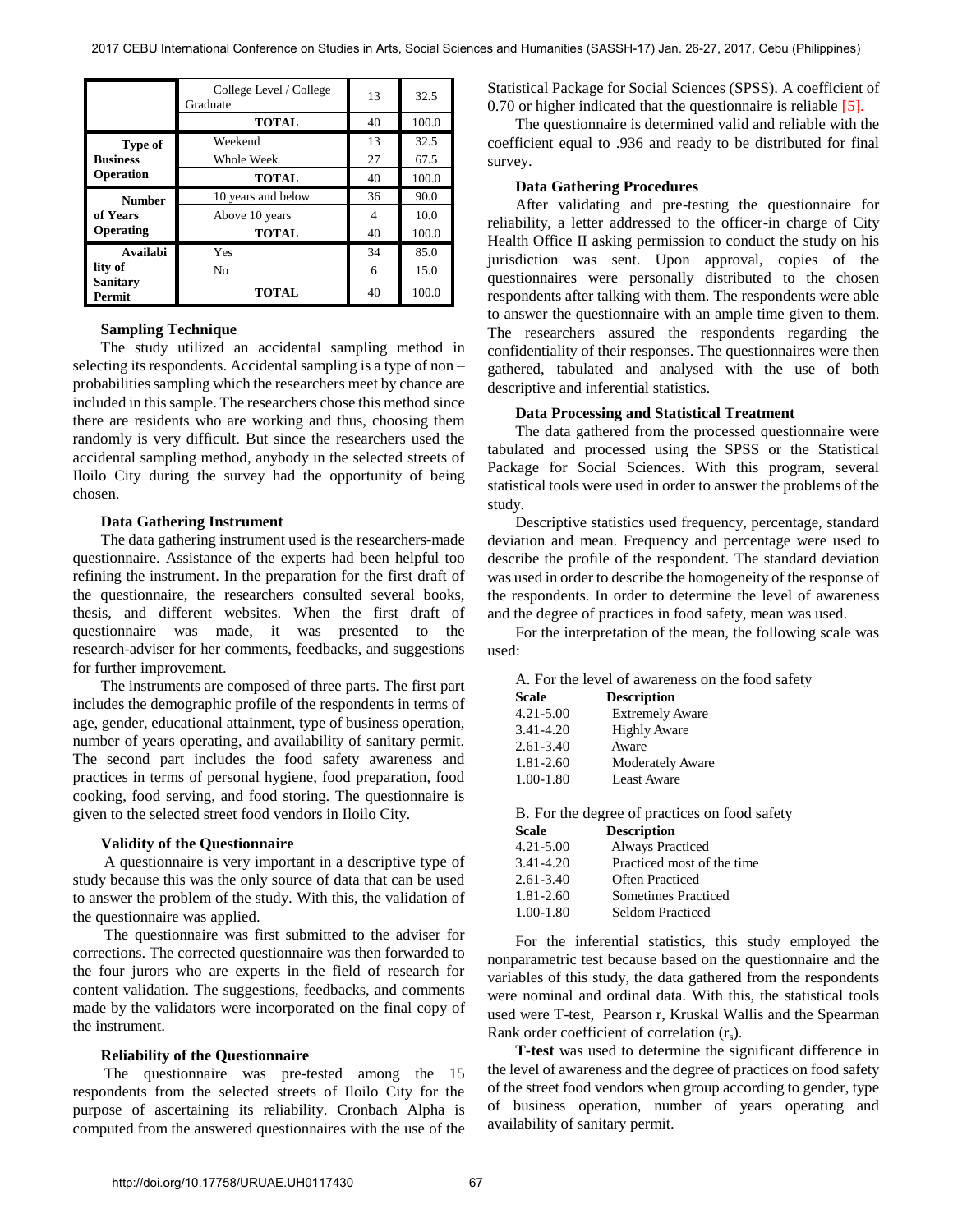| | College Level / College Graduate | 13 | 32.5 |
|---|---|---|---|
| | **TOTAL** | 40 | 100.0 |
| **Type of Business Operation** | Weekend | 13 | 32.5 |
| | Whole Week | 27 | 67.5 |
| | **TOTAL** | 40 | 100.0 |
| **Number of Years Operating** | 10 years and below | 36 | 90.0 |
| | Above 10 years | 4 | 10.0 |
| | **TOTAL** | 40 | 100.0 |
| **Availability of Sanitary Permit** | Yes | 34 | 85.0 |
| | No | 6 | 15.0 |
| | **TOTAL** | 40 | 100.0 |

**Sampling Technique**

The study utilized an accidental sampling method in selecting its respondents. Accidental sampling is a type of non – probabilities sampling which the researchers meet by chance are included in this sample. The researchers chose this method since there are residents who are working and thus, choosing them randomly is very difficult. But since the researchers used the accidental sampling method, anybody in the selected streets of Iloilo City during the survey had the opportunity of being chosen.

**Data Gathering Instrument**

The data gathering instrument used is the researchers-made questionnaire. Assistance of the experts had been helpful too refining the instrument. In the preparation for the first draft of the questionnaire, the researchers consulted several books, thesis, and different websites. When the first draft of questionnaire was made, it was presented to the research-adviser for her comments, feedbacks, and suggestions for further improvement.

The instruments are composed of three parts. The first part includes the demographic profile of the respondents in terms of age, gender, educational attainment, type of business operation, number of years operating, and availability of sanitary permit. The second part includes the food safety awareness and practices in terms of personal hygiene, food preparation, food cooking, food serving, and food storing. The questionnaire is given to the selected street food vendors in Iloilo City.

**Validity of the Questionnaire**

A questionnaire is very important in a descriptive type of study because this was the only source of data that can be used to answer the problem of the study. With this, the validation of the questionnaire was applied.

The questionnaire was first submitted to the adviser for corrections. The corrected questionnaire was then forwarded to the four jurors who are experts in the field of research for content validation. The suggestions, feedbacks, and comments made by the validators were incorporated on the final copy of the instrument.

**Reliability of the Questionnaire**

The questionnaire was pre-tested among the 15 respondents from the selected streets of Iloilo City for the purpose of ascertaining its reliability. Cronbach Alpha is computed from the answered questionnaires with the use of the Statistical Package for Social Sciences (SPSS). A coefficient of 0.70 or higher indicated that the questionnaire is reliable [5].

The questionnaire is determined valid and reliable with the coefficient equal to .936 and ready to be distributed for final survey.

**Data Gathering Procedures**

After validating and pre-testing the questionnaire for reliability, a letter addressed to the officer-in charge of City Health Office II asking permission to conduct the study on his jurisdiction was sent. Upon approval, copies of the questionnaires were personally distributed to the chosen respondents after talking with them. The respondents were able to answer the questionnaire with an ample time given to them. The researchers assured the respondents regarding the confidentiality of their responses. The questionnaires were then gathered, tabulated and analysed with the use of both descriptive and inferential statistics.

**Data Processing and Statistical Treatment**

The data gathered from the processed questionnaire were tabulated and processed using the SPSS or the Statistical Package for Social Sciences. With this program, several statistical tools were used in order to answer the problems of the study.

Descriptive statistics used frequency, percentage, standard deviation and mean. Frequency and percentage were used to describe the profile of the respondent. The standard deviation was used in order to describe the homogeneity of the response of the respondents. In order to determine the level of awareness and the degree of practices in food safety, mean was used.

For the interpretation of the mean, the following scale was used:

A. For the level of awareness on the food safety

| Scale | Description |
|---|---|
| 4.21-5.00 | Extremely Aware |
| 3.41-4.20 | Highly Aware |
| 2.61-3.40 | Aware |
| 1.81-2.60 | Moderately Aware |
| 1.00-1.80 | Least Aware |

B. For the degree of practices on food safety

| Scale | Description |
|---|---|
| 4.21-5.00 | Always Practiced |
| 3.41-4.20 | Practiced most of the time |
| 2.61-3.40 | Often Practiced |
| 1.81-2.60 | Sometimes Practiced |
| 1.00-1.80 | Seldom Practiced |

For the inferential statistics, this study employed the nonparametric test because based on the questionnaire and the variables of this study, the data gathered from the respondents were nominal and ordinal data. With this, the statistical tools used were T-test, Pearson r, Kruskal Wallis and the Spearman Rank order coefficient of correlation ($r_s$).

**T-test** was used to determine the significant difference in the level of awareness and the degree of practices on food safety of the street food vendors when group according to gender, type of business operation, number of years operating and availability of sanitary permit.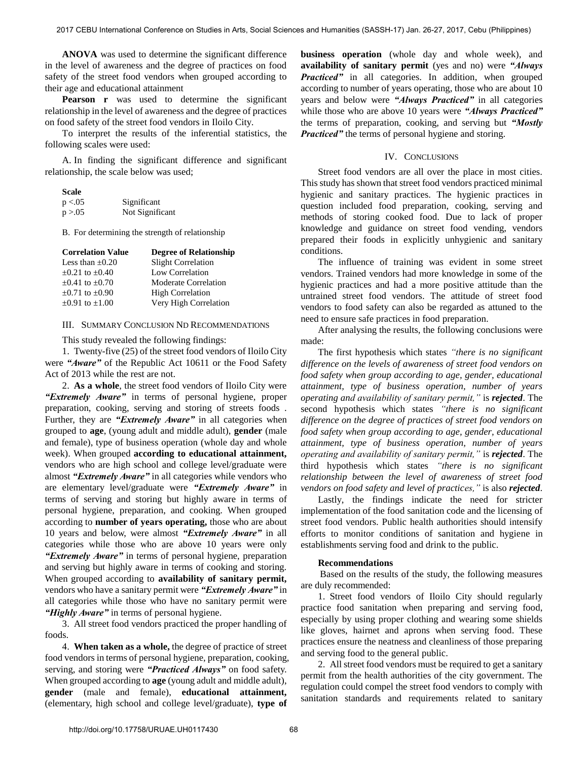**ANOVA** was used to determine the significant difference in the level of awareness and the degree of practices on food safety of the street food vendors when grouped according to their age and educational attainment

**Pearson r** was used to determine the significant relationship in the level of awareness and the degree of practices on food safety of the street food vendors in Iloilo City.

To interpret the results of the inferential statistics, the following scales were used:

A. In finding the significant difference and significant relationship, the scale below was used;

| **Scale** | |
|---|---|
| $p < .05$ | Significant |
| $p > .05$ | Not Significant |

B. For determining the strength of relationship

| **Correlation Value** | **Degree of Relationship** |
|---|---|
| Less than ±0.20 | Slight Correlation |
| ±0.21 to ±0.40 | Low Correlation |
| ±0.41 to ±0.70 | Moderate Correlation |
| ±0.71 to ±0.90 | High Correlation |
| ±0.91 to ±1.00 | Very High Correlation |

## III. Summary Conclusion Nd Recommendations

This study revealed the following findings:

1. Twenty-five (25) of the street food vendors of Iloilo City were ***"Aware"*** of the Republic Act 10611 or the Food Safety Act of 2013 while the rest are not.

2. **As a whole**, the street food vendors of Iloilo City were ***"Extremely Aware"*** in terms of personal hygiene, proper preparation, cooking, serving and storing of streets foods . Further, they are ***"Extremely Aware"*** in all categories when grouped to **age**, (young adult and middle adult), **gender** (male and female), type of business operation (whole day and whole week). When grouped **according to educational attainment,** vendors who are high school and college level/graduate were almost ***"Extremely Aware"*** in all categories while vendors who are elementary level/graduate were ***"Extremely Aware"*** in terms of serving and storing but highly aware in terms of personal hygiene, preparation, and cooking. When grouped according to **number of years operating,** those who are about 10 years and below, were almost ***"Extremely Aware"*** in all categories while those who are above 10 years were only ***"Extremely Aware"*** in terms of personal hygiene, preparation and serving but highly aware in terms of cooking and storing. When grouped according to **availability of sanitary permit,** vendors who have a sanitary permit were ***"Extremely Aware"*** in all categories while those who have no sanitary permit were ***"Highly Aware"*** in terms of personal hygiene.

3. All street food vendors practiced the proper handling of foods.

4. **When taken as a whole,** the degree of practice of street food vendors in terms of personal hygiene, preparation, cooking, serving, and storing were ***"Practiced Always"*** on food safety. When grouped according to **age** (young adult and middle adult), **gender** (male and female), **educational attainment,** (elementary, high school and college level/graduate), **type of business operation** (whole day and whole week), and **availability of sanitary permit** (yes and no) were ***"Always Practiced"*** in all categories. In addition, when grouped according to number of years operating, those who are about 10 years and below were ***"Always Practiced"*** in all categories while those who are above 10 years were ***"Always Practiced"*** the terms of preparation, cooking, and serving but ***"Mostly Practiced"*** the terms of personal hygiene and storing.

## IV. Conclusions

Street food vendors are all over the place in most cities. This study has shown that street food vendors practiced minimal hygienic and sanitary practices. The hygienic practices in question included food preparation, cooking, serving and methods of storing cooked food. Due to lack of proper knowledge and guidance on street food vending, vendors prepared their foods in explicitly unhygienic and sanitary conditions.

The influence of training was evident in some street vendors. Trained vendors had more knowledge in some of the hygienic practices and had a more positive attitude than the untrained street food vendors. The attitude of street food vendors to food safety can also be regarded as attuned to the need to ensure safe practices in food preparation.

After analysing the results, the following conclusions were made:

The first hypothesis which states *"there is no significant difference on the levels of awareness of street food vendors on food safety when group according to age, gender, educational attainment, type of business operation, number of years operating and availability of sanitary permit,"* is ***rejected***. The second hypothesis which states *"there is no significant difference on the degree of practices of street food vendors on food safety when group according to age, gender, educational attainment, type of business operation, number of years operating and availability of sanitary permit,"* is ***rejected***. The third hypothesis which states *"there is no significant relationship between the level of awareness of street food vendors on food safety and level of practices,"* is also ***rejected***.

Lastly, the findings indicate the need for stricter implementation of the food sanitation code and the licensing of street food vendors. Public health authorities should intensify efforts to monitor conditions of sanitation and hygiene in establishments serving food and drink to the public.

### Recommendations

Based on the results of the study, the following measures are duly recommended:

1. Street food vendors of Iloilo City should regularly practice food sanitation when preparing and serving food, especially by using proper clothing and wearing some shields like gloves, hairnet and aprons when serving food. These practices ensure the neatness and cleanliness of those preparing and serving food to the general public.

2. All street food vendors must be required to get a sanitary permit from the health authorities of the city government. The regulation could compel the street food vendors to comply with sanitation standards and requirements related to sanitary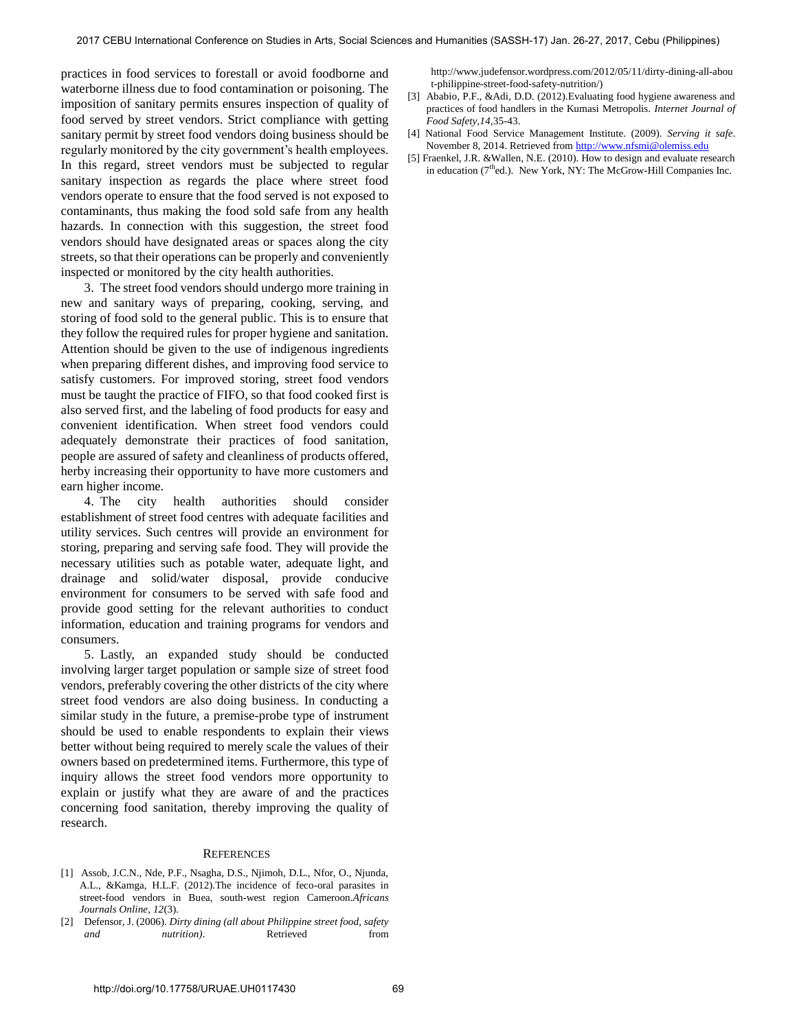practices in food services to forestall or avoid foodborne and waterborne illness due to food contamination or poisoning. The imposition of sanitary permits ensures inspection of quality of food served by street vendors. Strict compliance with getting sanitary permit by street food vendors doing business should be regularly monitored by the city government's health employees. In this regard, street vendors must be subjected to regular sanitary inspection as regards the place where street food vendors operate to ensure that the food served is not exposed to contaminants, thus making the food sold safe from any health hazards. In connection with this suggestion, the street food vendors should have designated areas or spaces along the city streets, so that their operations can be properly and conveniently inspected or monitored by the city health authorities.

3. The street food vendors should undergo more training in new and sanitary ways of preparing, cooking, serving, and storing of food sold to the general public. This is to ensure that they follow the required rules for proper hygiene and sanitation. Attention should be given to the use of indigenous ingredients when preparing different dishes, and improving food service to satisfy customers. For improved storing, street food vendors must be taught the practice of FIFO, so that food cooked first is also served first, and the labeling of food products for easy and convenient identification. When street food vendors could adequately demonstrate their practices of food sanitation, people are assured of safety and cleanliness of products offered, herby increasing their opportunity to have more customers and earn higher income.

4. The city health authorities should consider establishment of street food centres with adequate facilities and utility services. Such centres will provide an environment for storing, preparing and serving safe food. They will provide the necessary utilities such as potable water, adequate light, and drainage and solid/water disposal, provide conducive environment for consumers to be served with safe food and provide good setting for the relevant authorities to conduct information, education and training programs for vendors and consumers.

5. Lastly, an expanded study should be conducted involving larger target population or sample size of street food vendors, preferably covering the other districts of the city where street food vendors are also doing business. In conducting a similar study in the future, a premise-probe type of instrument should be used to enable respondents to explain their views better without being required to merely scale the values of their owners based on predetermined items. Furthermore, this type of inquiry allows the street food vendors more opportunity to explain or justify what they are aware of and the practices concerning food sanitation, thereby improving the quality of research.

## References

[1] Assob, J.C.N., Nde, P.F., Nsagha, D.S., Njimoh, D.L., Nfor, O., Njunda, A.L., &Kamga, H.L.F. (2012).The incidence of feco-oral parasites in street-food vendors in Buea, south-west region Cameroon.*Africans Journals Online*, *12*(3).

[2] Defensor, J. (2006). *Dirty dining (all about Philippine street food, safety and nutrition)*. Retrieved from http://www.judefensor.wordpress.com/2012/05/11/dirty-dining-all-about-philippine-street-food-safety-nutrition/)

[3] Ababio, P.F., &Adi, D.D. (2012).Evaluating food hygiene awareness and practices of food handlers in the Kumasi Metropolis. *Internet Journal of Food Safety*,*14*,35-43.

[4] National Food Service Management Institute. (2009). *Serving it safe*. November 8, 2014. Retrieved from http://www.nfsmi@olemiss.edu

[5] Fraenkel, J.R. &Wallen, N.E. (2010). How to design and evaluate research in education (7th ed.). New York, NY: The McGrow-Hill Companies Inc.